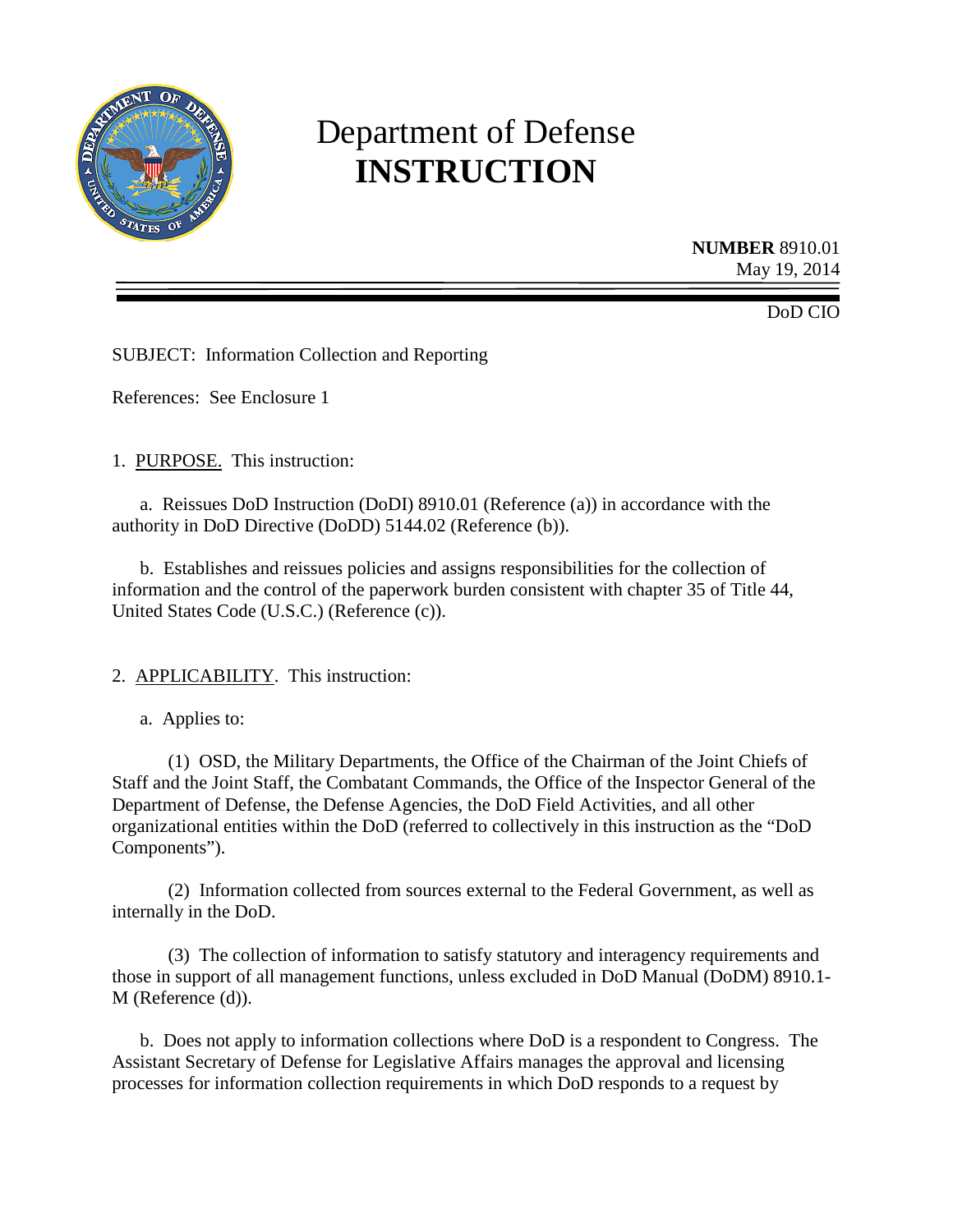# Department of Defense
# **INSTRUCTION**

**NUMBER** 8910.01
May 19, 2014

DoD CIO

SUBJECT: Information Collection and Reporting

References: See Enclosure 1

1. PURPOSE. This instruction:

   a. Reissues DoD Instruction (DoDI) 8910.01 (Reference (a)) in accordance with the authority in DoD Directive (DoDD) 5144.02 (Reference (b)).

   b. Establishes and reissues policies and assigns responsibilities for the collection of information and the control of the paperwork burden consistent with chapter 35 of Title 44, United States Code (U.S.C.) (Reference (c)).

2. APPLICABILITY. This instruction:

   a. Applies to:

      (1) OSD, the Military Departments, the Office of the Chairman of the Joint Chiefs of Staff and the Joint Staff, the Combatant Commands, the Office of the Inspector General of the Department of Defense, the Defense Agencies, the DoD Field Activities, and all other organizational entities within the DoD (referred to collectively in this instruction as the "DoD Components").

      (2) Information collected from sources external to the Federal Government, as well as internally in the DoD.

      (3) The collection of information to satisfy statutory and interagency requirements and those in support of all management functions, unless excluded in DoD Manual (DoDM) 8910.1-M (Reference (d)).

   b. Does not apply to information collections where DoD is a respondent to Congress. The Assistant Secretary of Defense for Legislative Affairs manages the approval and licensing processes for information collection requirements in which DoD responds to a request by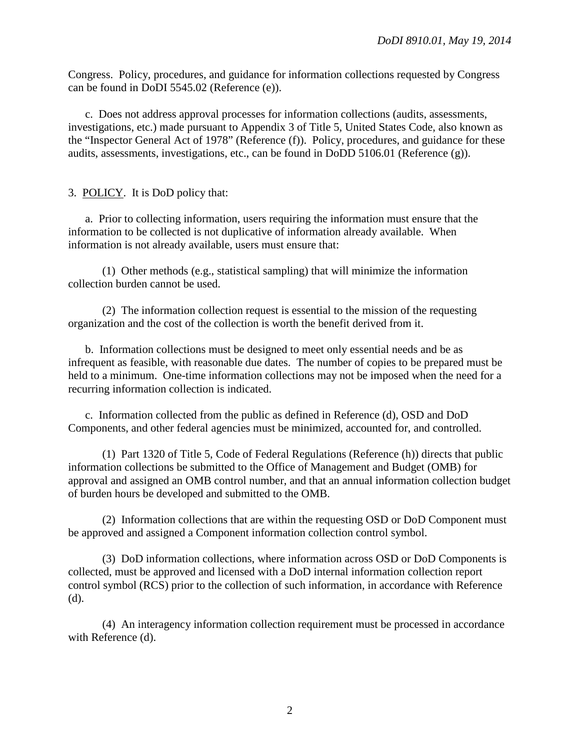Congress. Policy, procedures, and guidance for information collections requested by Congress can be found in DoDI 5545.02 (Reference (e)).

c. Does not address approval processes for information collections (audits, assessments, investigations, etc.) made pursuant to Appendix 3 of Title 5, United States Code, also known as the "Inspector General Act of 1978" (Reference (f)). Policy, procedures, and guidance for these audits, assessments, investigations, etc., can be found in DoDD 5106.01 (Reference (g)).

3. POLICY. It is DoD policy that:

a. Prior to collecting information, users requiring the information must ensure that the information to be collected is not duplicative of information already available. When information is not already available, users must ensure that:

(1) Other methods (e.g., statistical sampling) that will minimize the information collection burden cannot be used.

(2) The information collection request is essential to the mission of the requesting organization and the cost of the collection is worth the benefit derived from it.

b. Information collections must be designed to meet only essential needs and be as infrequent as feasible, with reasonable due dates. The number of copies to be prepared must be held to a minimum. One-time information collections may not be imposed when the need for a recurring information collection is indicated.

c. Information collected from the public as defined in Reference (d), OSD and DoD Components, and other federal agencies must be minimized, accounted for, and controlled.

(1) Part 1320 of Title 5, Code of Federal Regulations (Reference (h)) directs that public information collections be submitted to the Office of Management and Budget (OMB) for approval and assigned an OMB control number, and that an annual information collection budget of burden hours be developed and submitted to the OMB.

(2) Information collections that are within the requesting OSD or DoD Component must be approved and assigned a Component information collection control symbol.

(3) DoD information collections, where information across OSD or DoD Components is collected, must be approved and licensed with a DoD internal information collection report control symbol (RCS) prior to the collection of such information, in accordance with Reference (d).

(4) An interagency information collection requirement must be processed in accordance with Reference (d).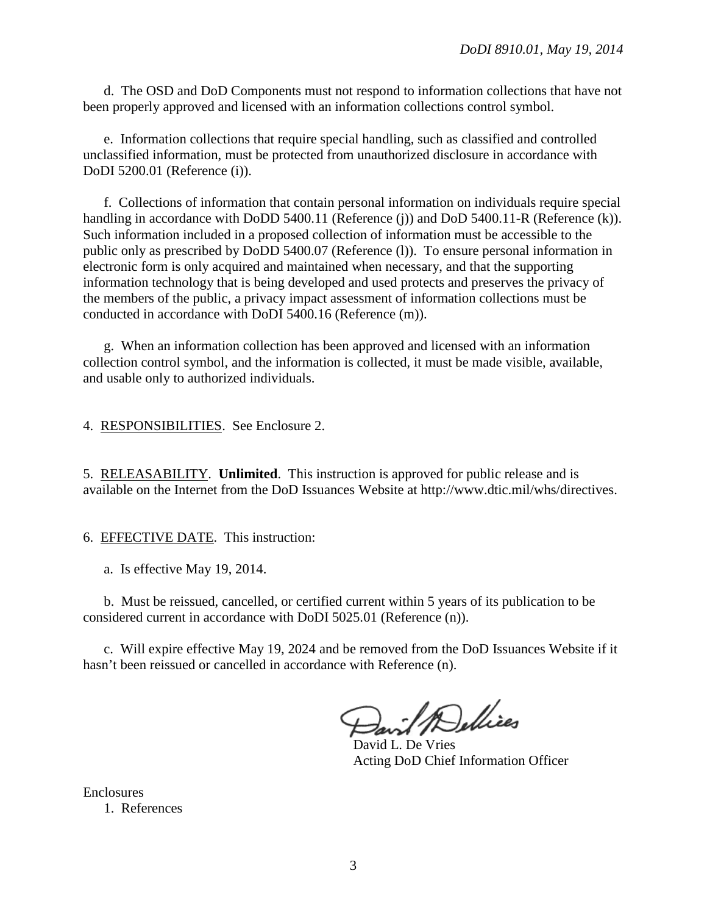d. The OSD and DoD Components must not respond to information collections that have not been properly approved and licensed with an information collections control symbol.

e. Information collections that require special handling, such as classified and controlled unclassified information, must be protected from unauthorized disclosure in accordance with DoDI 5200.01 (Reference (i)).

f. Collections of information that contain personal information on individuals require special handling in accordance with DoDD 5400.11 (Reference (j)) and DoD 5400.11-R (Reference (k)). Such information included in a proposed collection of information must be accessible to the public only as prescribed by DoDD 5400.07 (Reference (l)). To ensure personal information in electronic form is only acquired and maintained when necessary, and that the supporting information technology that is being developed and used protects and preserves the privacy of the members of the public, a privacy impact assessment of information collections must be conducted in accordance with DoDI 5400.16 (Reference (m)).

g. When an information collection has been approved and licensed with an information collection control symbol, and the information is collected, it must be made visible, available, and usable only to authorized individuals.

4. RESPONSIBILITIES. See Enclosure 2.

5. RELEASABILITY. **Unlimited**. This instruction is approved for public release and is available on the Internet from the DoD Issuances Website at http://www.dtic.mil/whs/directives.

6. EFFECTIVE DATE. This instruction:

a. Is effective May 19, 2014.

b. Must be reissued, cancelled, or certified current within 5 years of its publication to be considered current in accordance with DoDI 5025.01 (Reference (n)).

c. Will expire effective May 19, 2024 and be removed from the DoD Issuances Website if it hasn't been reissued or cancelled in accordance with Reference (n).

David L. De Vries
Acting DoD Chief Information Officer

Enclosures
1. References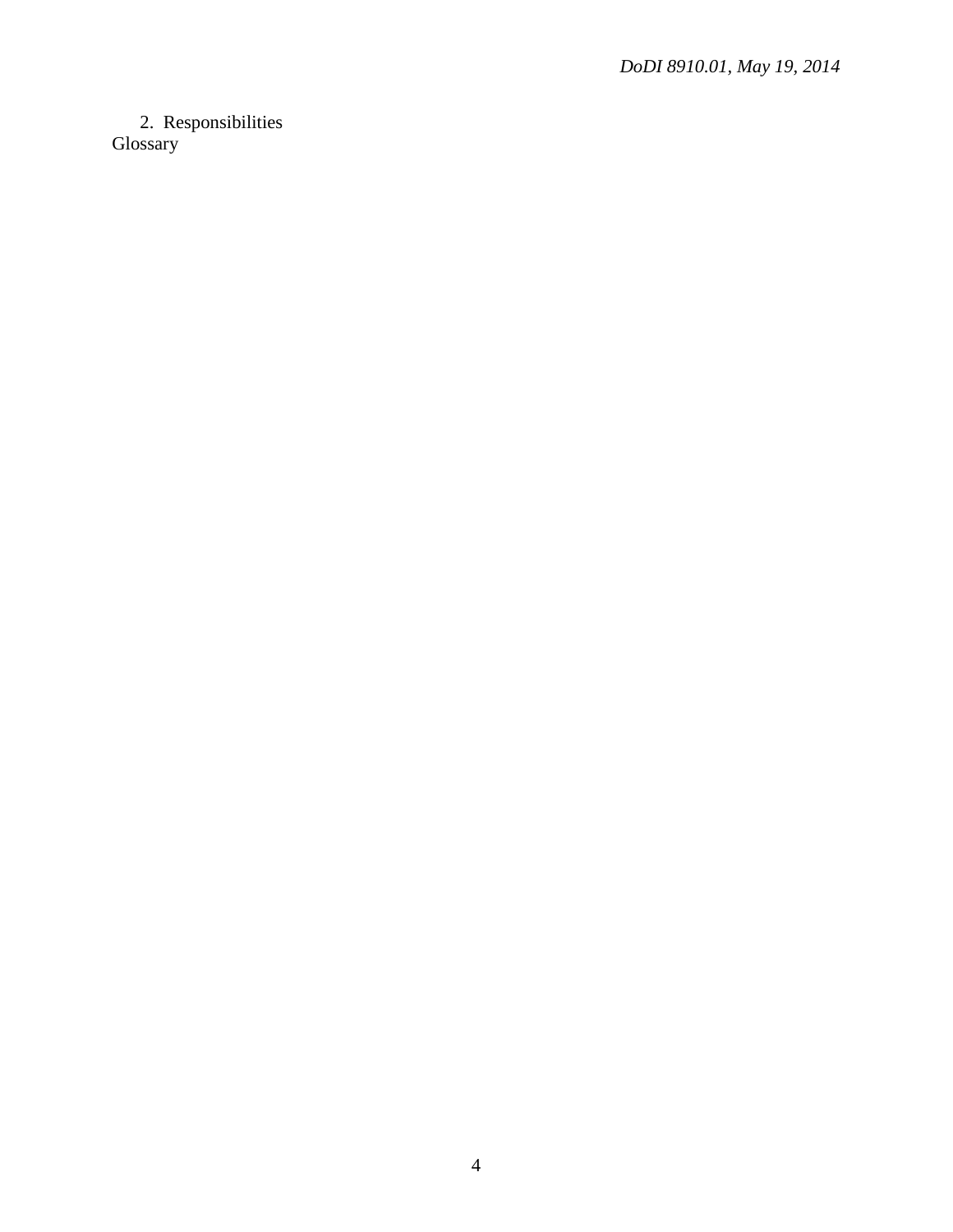2. Responsibilities

Glossary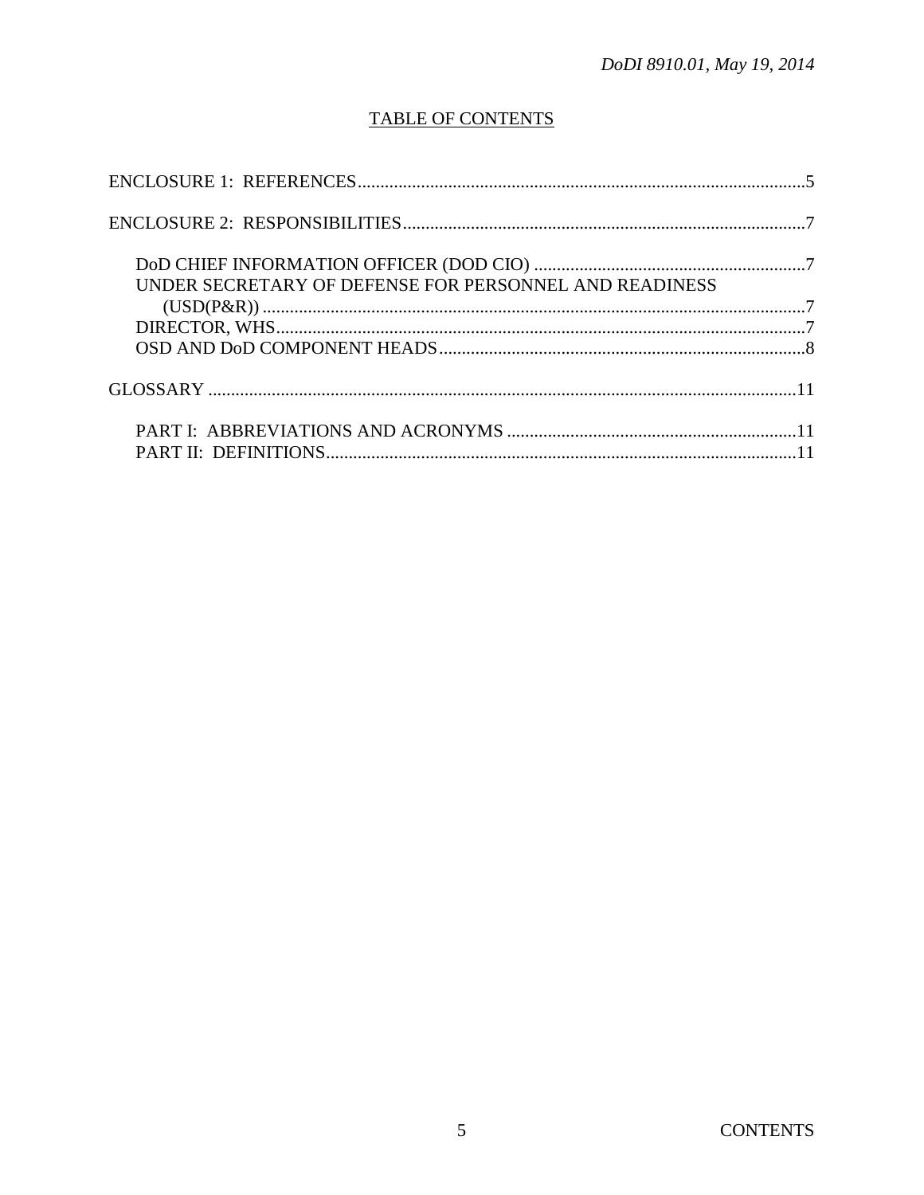## TABLE OF CONTENTS

ENCLOSURE 1: REFERENCES ....................................................................................................5

ENCLOSURE 2: RESPONSIBILITIES .........................................................................................7

- DoD CHIEF INFORMATION OFFICER (DOD CIO) ............................................................7
- UNDER SECRETARY OF DEFENSE FOR PERSONNEL AND READINESS (USD(P&R)) .........................................................................................................................7
- DIRECTOR, WHS.....................................................................................................................7
- OSD AND DoD COMPONENT HEADS .................................................................................8

GLOSSARY ..................................................................................................................................11

- PART I: ABBREVIATIONS AND ACRONYMS ................................................................11
- PART II: DEFINITIONS........................................................................................................11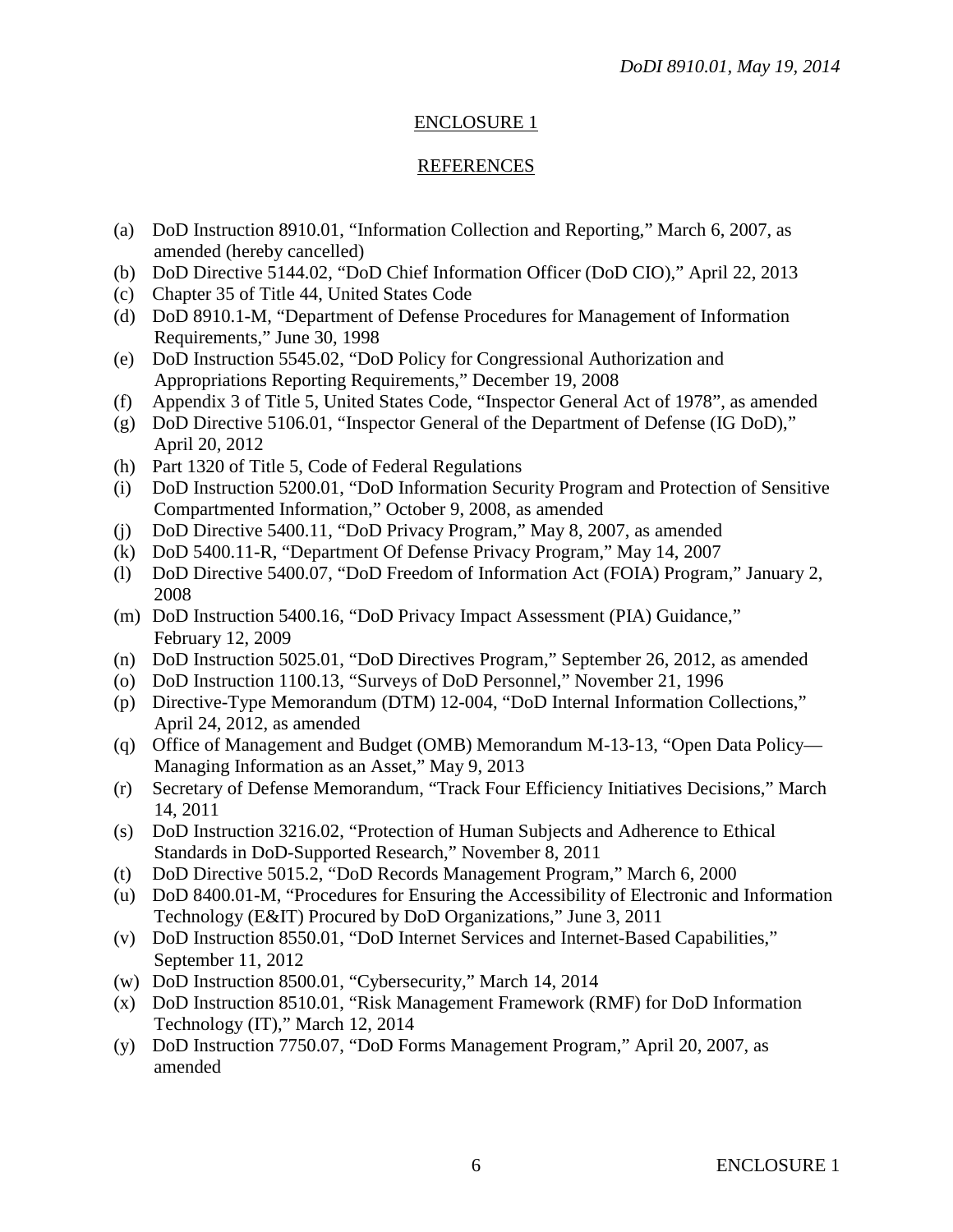## ENCLOSURE 1

## REFERENCES

(a) DoD Instruction 8910.01, "Information Collection and Reporting," March 6, 2007, as amended (hereby cancelled)
(b) DoD Directive 5144.02, "DoD Chief Information Officer (DoD CIO)," April 22, 2013
(c) Chapter 35 of Title 44, United States Code
(d) DoD 8910.1-M, "Department of Defense Procedures for Management of Information Requirements," June 30, 1998
(e) DoD Instruction 5545.02, "DoD Policy for Congressional Authorization and Appropriations Reporting Requirements," December 19, 2008
(f) Appendix 3 of Title 5, United States Code, "Inspector General Act of 1978", as amended
(g) DoD Directive 5106.01, "Inspector General of the Department of Defense (IG DoD)," April 20, 2012
(h) Part 1320 of Title 5, Code of Federal Regulations
(i) DoD Instruction 5200.01, "DoD Information Security Program and Protection of Sensitive Compartmented Information," October 9, 2008, as amended
(j) DoD Directive 5400.11, "DoD Privacy Program," May 8, 2007, as amended
(k) DoD 5400.11-R, "Department Of Defense Privacy Program," May 14, 2007
(l) DoD Directive 5400.07, "DoD Freedom of Information Act (FOIA) Program," January 2, 2008
(m) DoD Instruction 5400.16, "DoD Privacy Impact Assessment (PIA) Guidance," February 12, 2009
(n) DoD Instruction 5025.01, "DoD Directives Program," September 26, 2012, as amended
(o) DoD Instruction 1100.13, "Surveys of DoD Personnel," November 21, 1996
(p) Directive-Type Memorandum (DTM) 12-004, "DoD Internal Information Collections," April 24, 2012, as amended
(q) Office of Management and Budget (OMB) Memorandum M-13-13, "Open Data Policy—Managing Information as an Asset," May 9, 2013
(r) Secretary of Defense Memorandum, "Track Four Efficiency Initiatives Decisions," March 14, 2011
(s) DoD Instruction 3216.02, "Protection of Human Subjects and Adherence to Ethical Standards in DoD-Supported Research," November 8, 2011
(t) DoD Directive 5015.2, "DoD Records Management Program," March 6, 2000
(u) DoD 8400.01-M, "Procedures for Ensuring the Accessibility of Electronic and Information Technology (E&IT) Procured by DoD Organizations," June 3, 2011
(v) DoD Instruction 8550.01, "DoD Internet Services and Internet-Based Capabilities," September 11, 2012
(w) DoD Instruction 8500.01, "Cybersecurity," March 14, 2014
(x) DoD Instruction 8510.01, "Risk Management Framework (RMF) for DoD Information Technology (IT)," March 12, 2014
(y) DoD Instruction 7750.07, "DoD Forms Management Program," April 20, 2007, as amended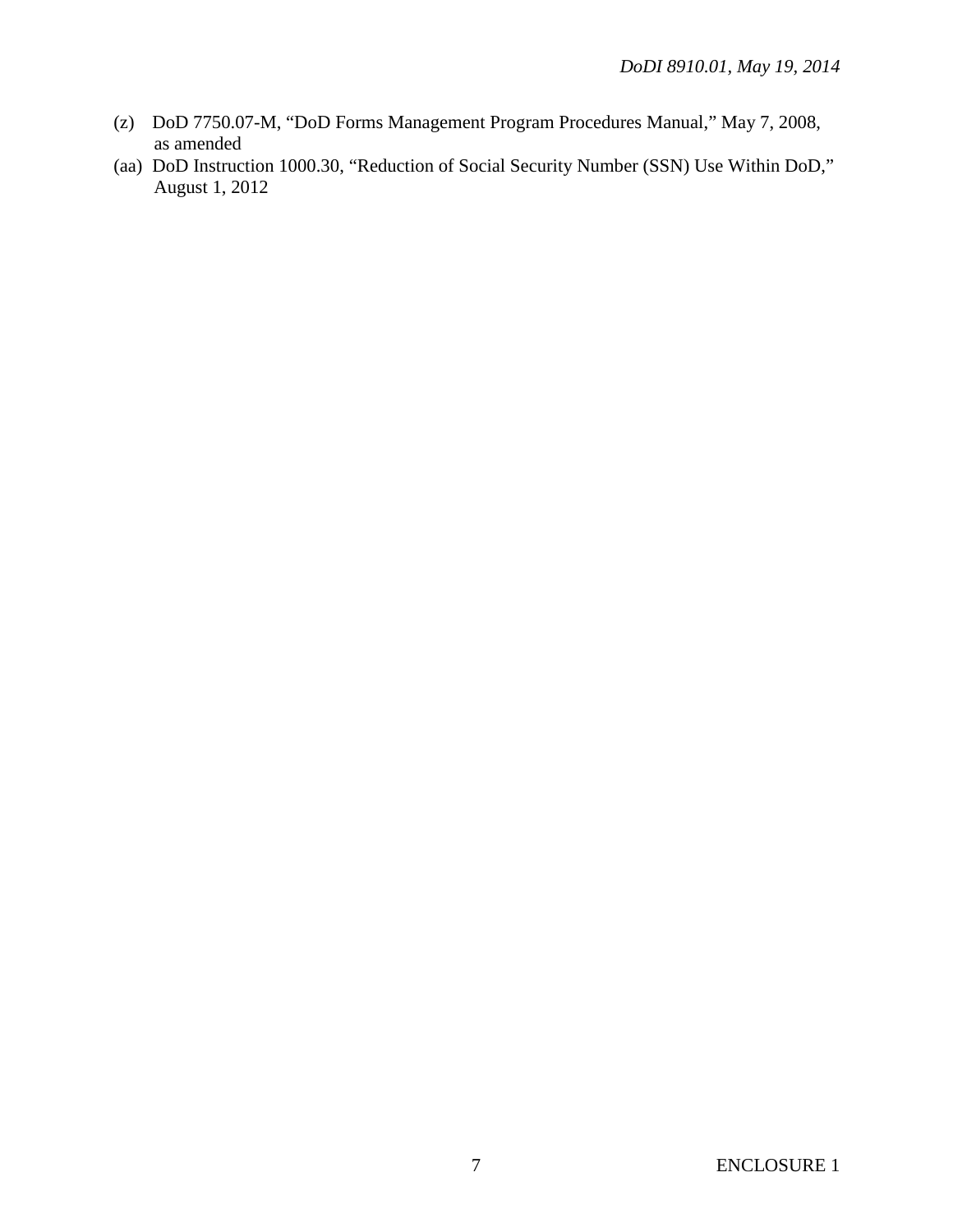(z) DoD 7750.07-M, "DoD Forms Management Program Procedures Manual," May 7, 2008, as amended

(aa) DoD Instruction 1000.30, "Reduction of Social Security Number (SSN) Use Within DoD," August 1, 2012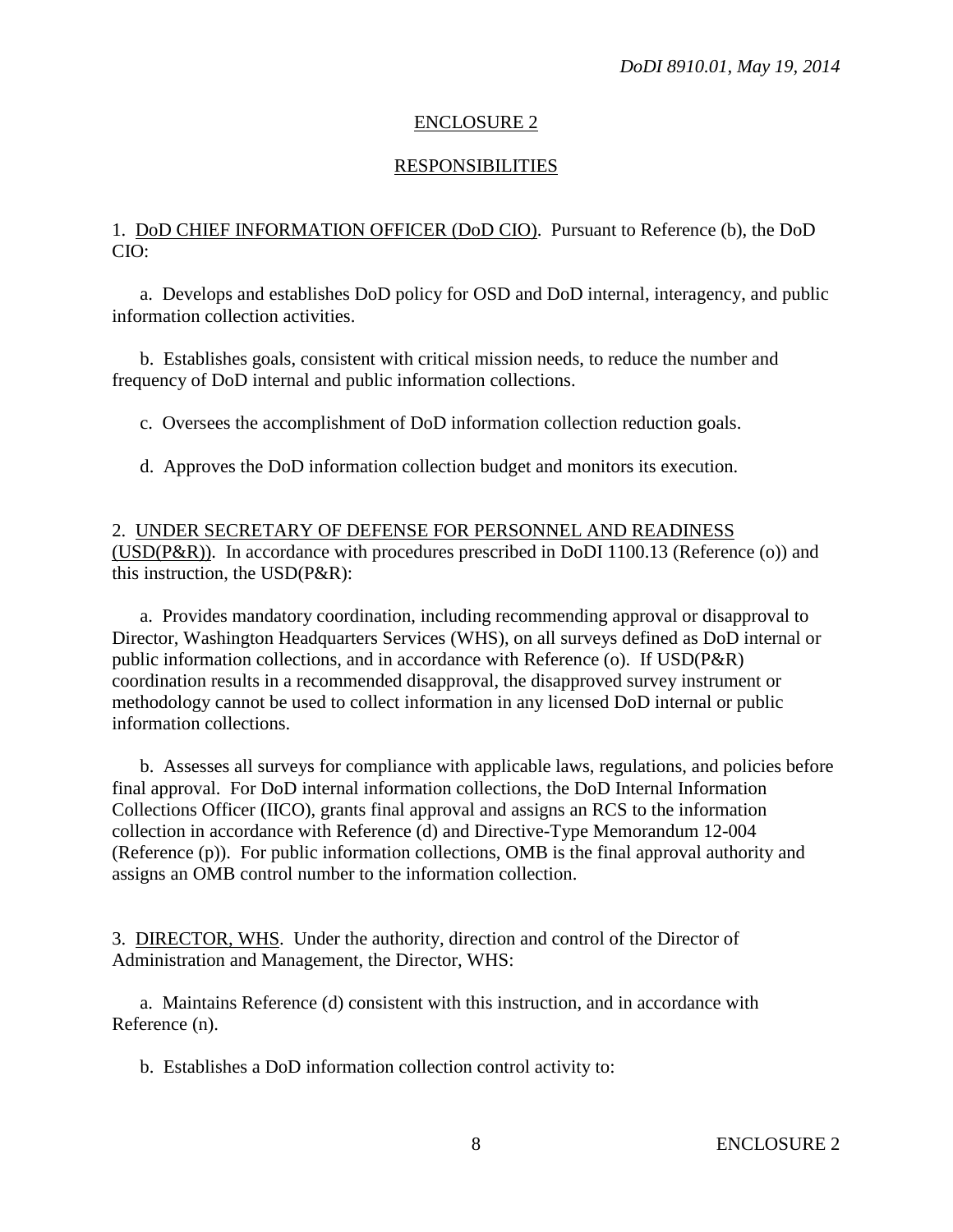## ENCLOSURE 2

## RESPONSIBILITIES

1. DoD CHIEF INFORMATION OFFICER (DoD CIO). Pursuant to Reference (b), the DoD CIO:

a. Develops and establishes DoD policy for OSD and DoD internal, interagency, and public information collection activities.

b. Establishes goals, consistent with critical mission needs, to reduce the number and frequency of DoD internal and public information collections.

c. Oversees the accomplishment of DoD information collection reduction goals.

d. Approves the DoD information collection budget and monitors its execution.

2. UNDER SECRETARY OF DEFENSE FOR PERSONNEL AND READINESS (USD(P&R)). In accordance with procedures prescribed in DoDI 1100.13 (Reference (o)) and this instruction, the USD(P&R):

a. Provides mandatory coordination, including recommending approval or disapproval to Director, Washington Headquarters Services (WHS), on all surveys defined as DoD internal or public information collections, and in accordance with Reference (o). If USD(P&R) coordination results in a recommended disapproval, the disapproved survey instrument or methodology cannot be used to collect information in any licensed DoD internal or public information collections.

b. Assesses all surveys for compliance with applicable laws, regulations, and policies before final approval. For DoD internal information collections, the DoD Internal Information Collections Officer (IICO), grants final approval and assigns an RCS to the information collection in accordance with Reference (d) and Directive-Type Memorandum 12-004 (Reference (p)). For public information collections, OMB is the final approval authority and assigns an OMB control number to the information collection.

3. DIRECTOR, WHS. Under the authority, direction and control of the Director of Administration and Management, the Director, WHS:

a. Maintains Reference (d) consistent with this instruction, and in accordance with Reference (n).

b. Establishes a DoD information collection control activity to: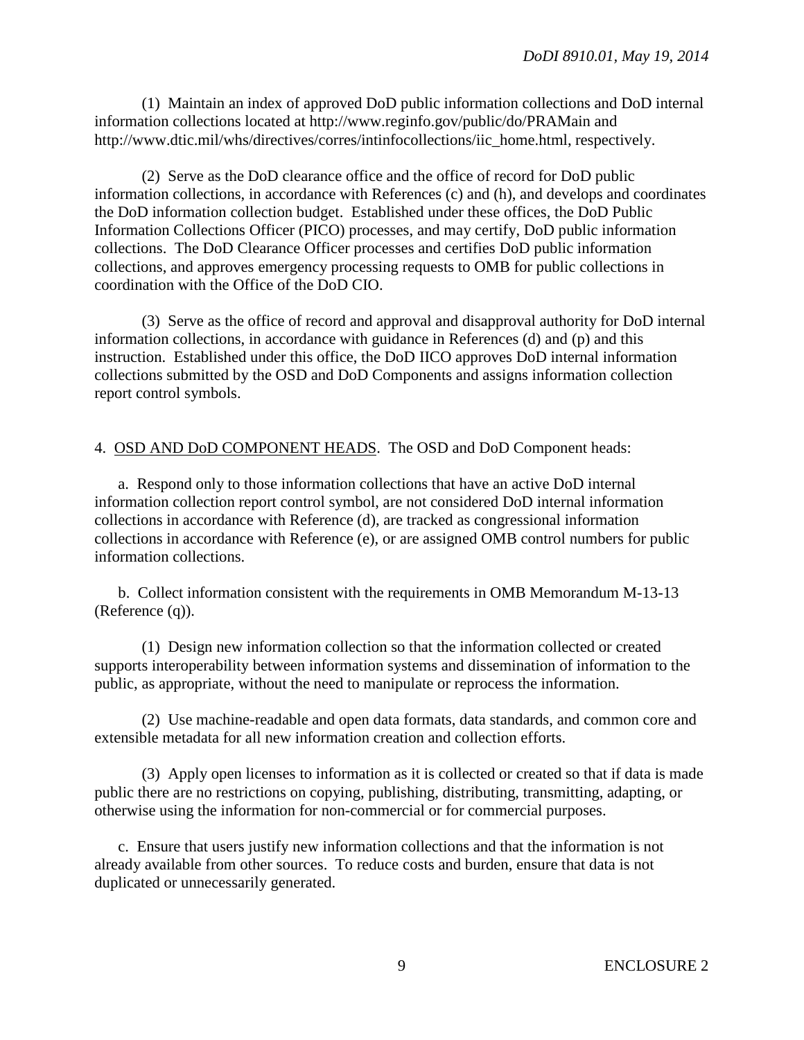(1) Maintain an index of approved DoD public information collections and DoD internal information collections located at http://www.reginfo.gov/public/do/PRAMain and http://www.dtic.mil/whs/directives/corres/intinfocollections/iic_home.html, respectively.

(2) Serve as the DoD clearance office and the office of record for DoD public information collections, in accordance with References (c) and (h), and develops and coordinates the DoD information collection budget. Established under these offices, the DoD Public Information Collections Officer (PICO) processes, and may certify, DoD public information collections. The DoD Clearance Officer processes and certifies DoD public information collections, and approves emergency processing requests to OMB for public collections in coordination with the Office of the DoD CIO.

(3) Serve as the office of record and approval and disapproval authority for DoD internal information collections, in accordance with guidance in References (d) and (p) and this instruction. Established under this office, the DoD IICO approves DoD internal information collections submitted by the OSD and DoD Components and assigns information collection report control symbols.

4. OSD AND DoD COMPONENT HEADS. The OSD and DoD Component heads:

a. Respond only to those information collections that have an active DoD internal information collection report control symbol, are not considered DoD internal information collections in accordance with Reference (d), are tracked as congressional information collections in accordance with Reference (e), or are assigned OMB control numbers for public information collections.

b. Collect information consistent with the requirements in OMB Memorandum M-13-13 (Reference (q)).

(1) Design new information collection so that the information collected or created supports interoperability between information systems and dissemination of information to the public, as appropriate, without the need to manipulate or reprocess the information.

(2) Use machine-readable and open data formats, data standards, and common core and extensible metadata for all new information creation and collection efforts.

(3) Apply open licenses to information as it is collected or created so that if data is made public there are no restrictions on copying, publishing, distributing, transmitting, adapting, or otherwise using the information for non-commercial or for commercial purposes.

c. Ensure that users justify new information collections and that the information is not already available from other sources. To reduce costs and burden, ensure that data is not duplicated or unnecessarily generated.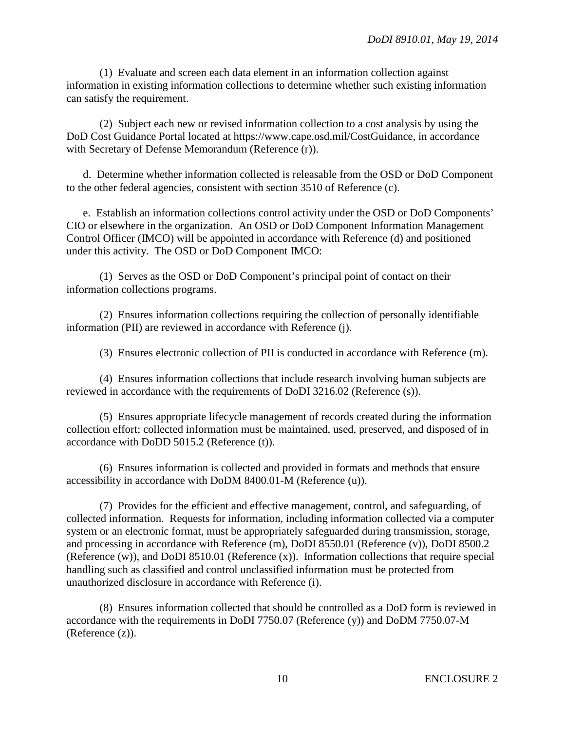(1) Evaluate and screen each data element in an information collection against information in existing information collections to determine whether such existing information can satisfy the requirement.

(2) Subject each new or revised information collection to a cost analysis by using the DoD Cost Guidance Portal located at https://www.cape.osd.mil/CostGuidance, in accordance with Secretary of Defense Memorandum (Reference (r)).

d. Determine whether information collected is releasable from the OSD or DoD Component to the other federal agencies, consistent with section 3510 of Reference (c).

e. Establish an information collections control activity under the OSD or DoD Components' CIO or elsewhere in the organization. An OSD or DoD Component Information Management Control Officer (IMCO) will be appointed in accordance with Reference (d) and positioned under this activity. The OSD or DoD Component IMCO:

(1) Serves as the OSD or DoD Component's principal point of contact on their information collections programs.

(2) Ensures information collections requiring the collection of personally identifiable information (PII) are reviewed in accordance with Reference (j).

(3) Ensures electronic collection of PII is conducted in accordance with Reference (m).

(4) Ensures information collections that include research involving human subjects are reviewed in accordance with the requirements of DoDI 3216.02 (Reference (s)).

(5) Ensures appropriate lifecycle management of records created during the information collection effort; collected information must be maintained, used, preserved, and disposed of in accordance with DoDD 5015.2 (Reference (t)).

(6) Ensures information is collected and provided in formats and methods that ensure accessibility in accordance with DoDM 8400.01-M (Reference (u)).

(7) Provides for the efficient and effective management, control, and safeguarding, of collected information. Requests for information, including information collected via a computer system or an electronic format, must be appropriately safeguarded during transmission, storage, and processing in accordance with Reference (m), DoDI 8550.01 (Reference (v)), DoDI 8500.2 (Reference (w)), and DoDI 8510.01 (Reference (x)). Information collections that require special handling such as classified and control unclassified information must be protected from unauthorized disclosure in accordance with Reference (i).

(8) Ensures information collected that should be controlled as a DoD form is reviewed in accordance with the requirements in DoDI 7750.07 (Reference (y)) and DoDM 7750.07-M (Reference (z)).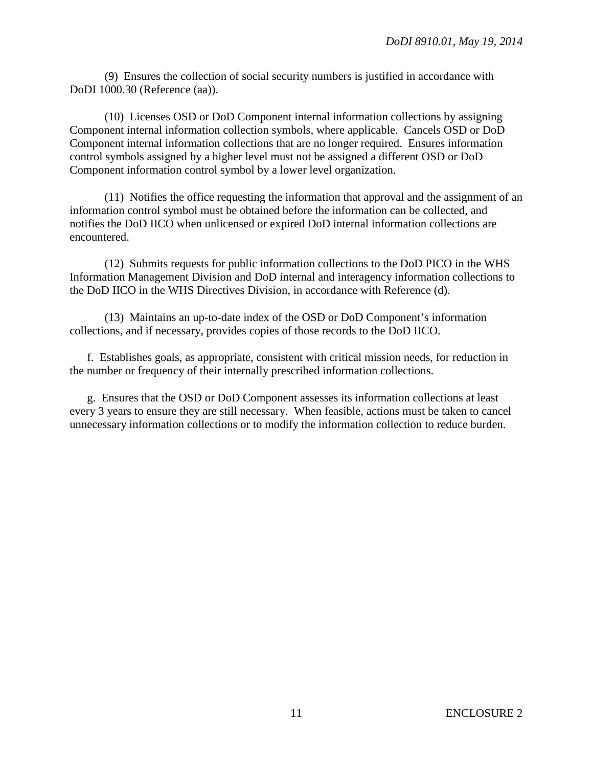(9) Ensures the collection of social security numbers is justified in accordance with DoDI 1000.30 (Reference (aa)).

(10) Licenses OSD or DoD Component internal information collections by assigning Component internal information collection symbols, where applicable. Cancels OSD or DoD Component internal information collections that are no longer required. Ensures information control symbols assigned by a higher level must not be assigned a different OSD or DoD Component information control symbol by a lower level organization.

(11) Notifies the office requesting the information that approval and the assignment of an information control symbol must be obtained before the information can be collected, and notifies the DoD IICO when unlicensed or expired DoD internal information collections are encountered.

(12) Submits requests for public information collections to the DoD PICO in the WHS Information Management Division and DoD internal and interagency information collections to the DoD IICO in the WHS Directives Division, in accordance with Reference (d).

(13) Maintains an up-to-date index of the OSD or DoD Component's information collections, and if necessary, provides copies of those records to the DoD IICO.

f. Establishes goals, as appropriate, consistent with critical mission needs, for reduction in the number or frequency of their internally prescribed information collections.

g. Ensures that the OSD or DoD Component assesses its information collections at least every 3 years to ensure they are still necessary. When feasible, actions must be taken to cancel unnecessary information collections or to modify the information collection to reduce burden.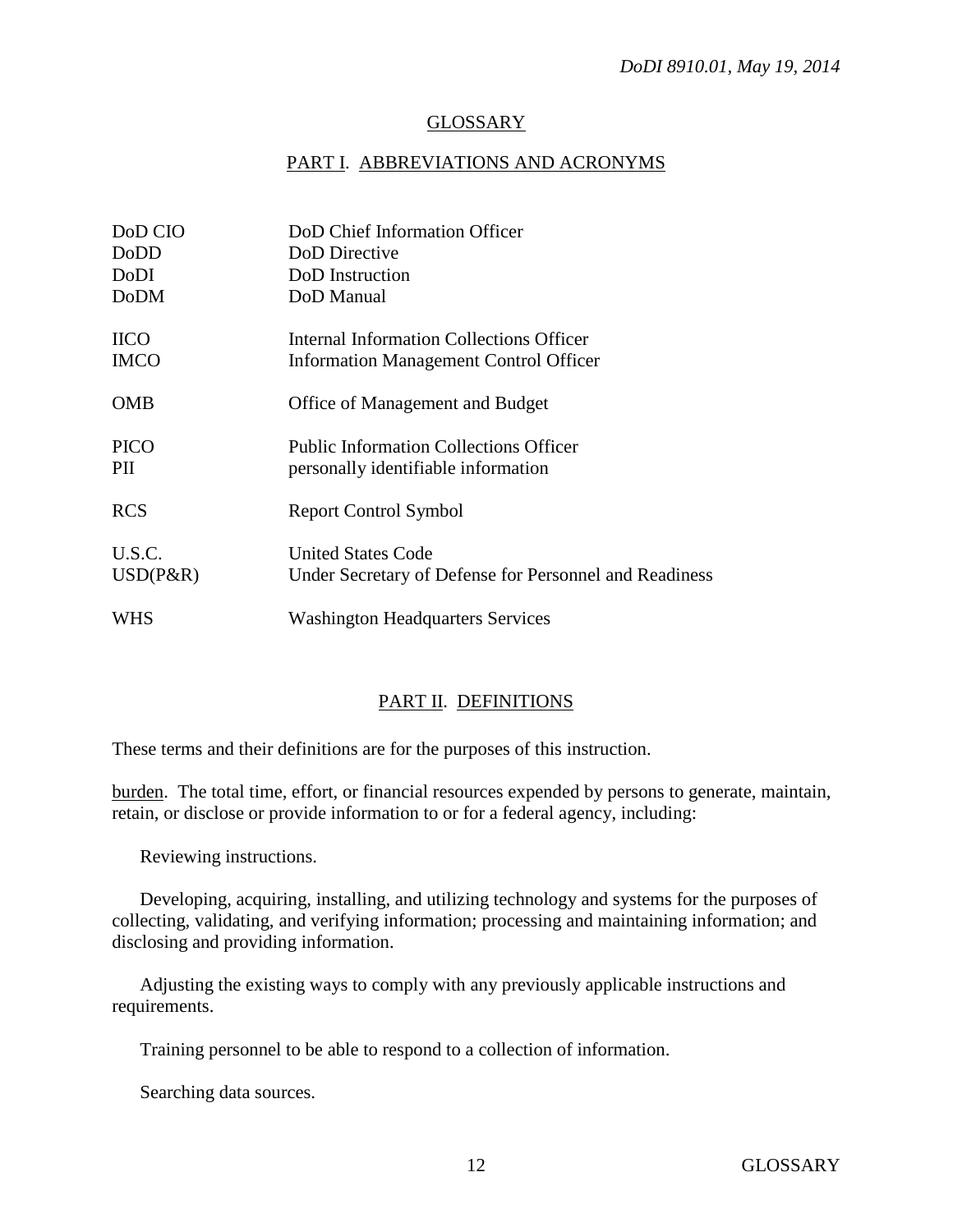## GLOSSARY

### PART I. ABBREVIATIONS AND ACRONYMS

| | |
|---|---|
| DoD CIO | DoD Chief Information Officer |
| DoDD | DoD Directive |
| DoDI | DoD Instruction |
| DoDM | DoD Manual |
| IICO | Internal Information Collections Officer |
| IMCO | Information Management Control Officer |
| OMB | Office of Management and Budget |
| PICO | Public Information Collections Officer |
| PII | personally identifiable information |
| RCS | Report Control Symbol |
| U.S.C. | United States Code |
| USD(P&R) | Under Secretary of Defense for Personnel and Readiness |
| WHS | Washington Headquarters Services |

### PART II. DEFINITIONS

These terms and their definitions are for the purposes of this instruction.

burden. The total time, effort, or financial resources expended by persons to generate, maintain, retain, or disclose or provide information to or for a federal agency, including:

Reviewing instructions.

Developing, acquiring, installing, and utilizing technology and systems for the purposes of collecting, validating, and verifying information; processing and maintaining information; and disclosing and providing information.

Adjusting the existing ways to comply with any previously applicable instructions and requirements.

Training personnel to be able to respond to a collection of information.

Searching data sources.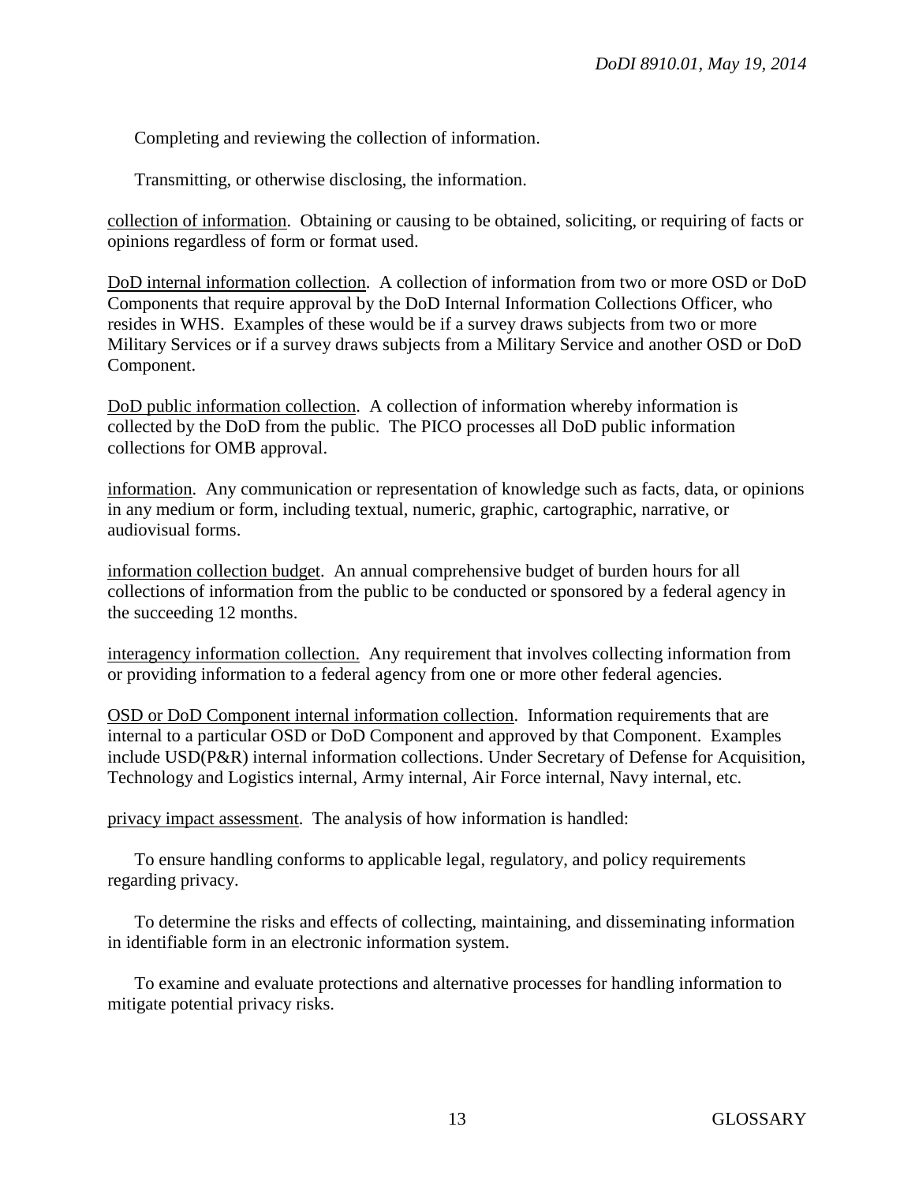Completing and reviewing the collection of information.

Transmitting, or otherwise disclosing, the information.

<u>collection of information</u>. Obtaining or causing to be obtained, soliciting, or requiring of facts or opinions regardless of form or format used.

<u>DoD internal information collection</u>. A collection of information from two or more OSD or DoD Components that require approval by the DoD Internal Information Collections Officer, who resides in WHS. Examples of these would be if a survey draws subjects from two or more Military Services or if a survey draws subjects from a Military Service and another OSD or DoD Component.

<u>DoD public information collection</u>. A collection of information whereby information is collected by the DoD from the public. The PICO processes all DoD public information collections for OMB approval.

<u>information</u>. Any communication or representation of knowledge such as facts, data, or opinions in any medium or form, including textual, numeric, graphic, cartographic, narrative, or audiovisual forms.

<u>information collection budget</u>. An annual comprehensive budget of burden hours for all collections of information from the public to be conducted or sponsored by a federal agency in the succeeding 12 months.

<u>interagency information collection.</u> Any requirement that involves collecting information from or providing information to a federal agency from one or more other federal agencies.

<u>OSD or DoD Component internal information collection</u>. Information requirements that are internal to a particular OSD or DoD Component and approved by that Component. Examples include USD(P&R) internal information collections. Under Secretary of Defense for Acquisition, Technology and Logistics internal, Army internal, Air Force internal, Navy internal, etc.

<u>privacy impact assessment</u>. The analysis of how information is handled:

To ensure handling conforms to applicable legal, regulatory, and policy requirements regarding privacy.

To determine the risks and effects of collecting, maintaining, and disseminating information in identifiable form in an electronic information system.

To examine and evaluate protections and alternative processes for handling information to mitigate potential privacy risks.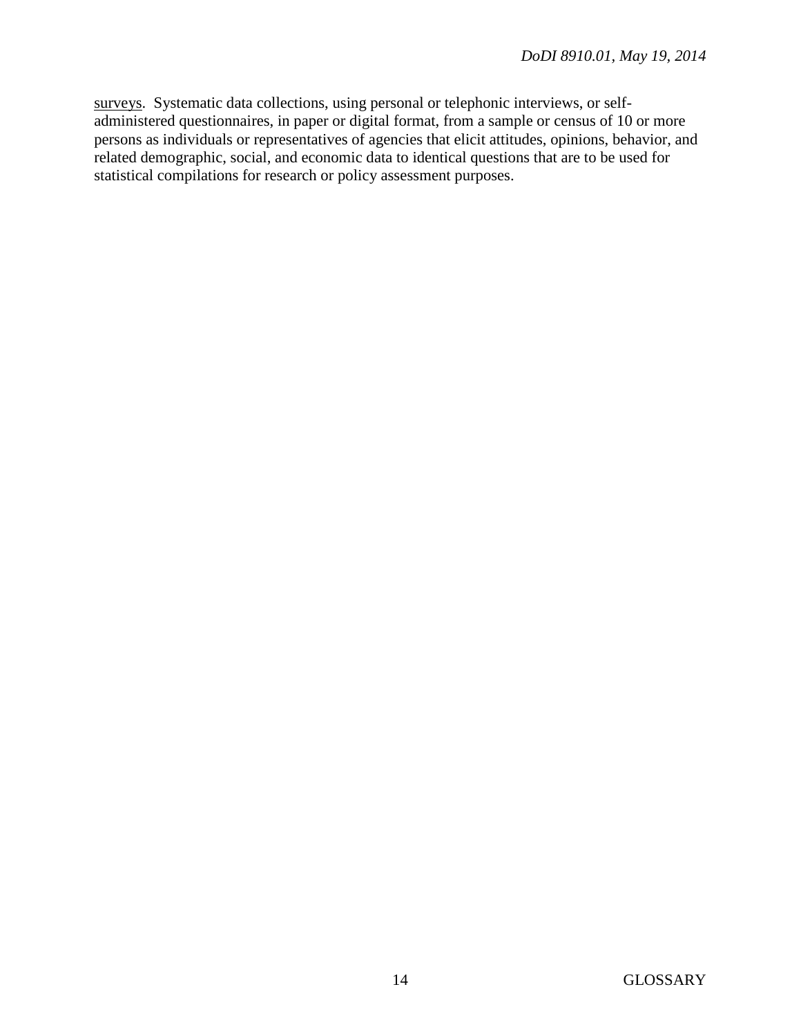<u>surveys</u>. Systematic data collections, using personal or telephonic interviews, or self-administered questionnaires, in paper or digital format, from a sample or census of 10 or more persons as individuals or representatives of agencies that elicit attitudes, opinions, behavior, and related demographic, social, and economic data to identical questions that are to be used for statistical compilations for research or policy assessment purposes.